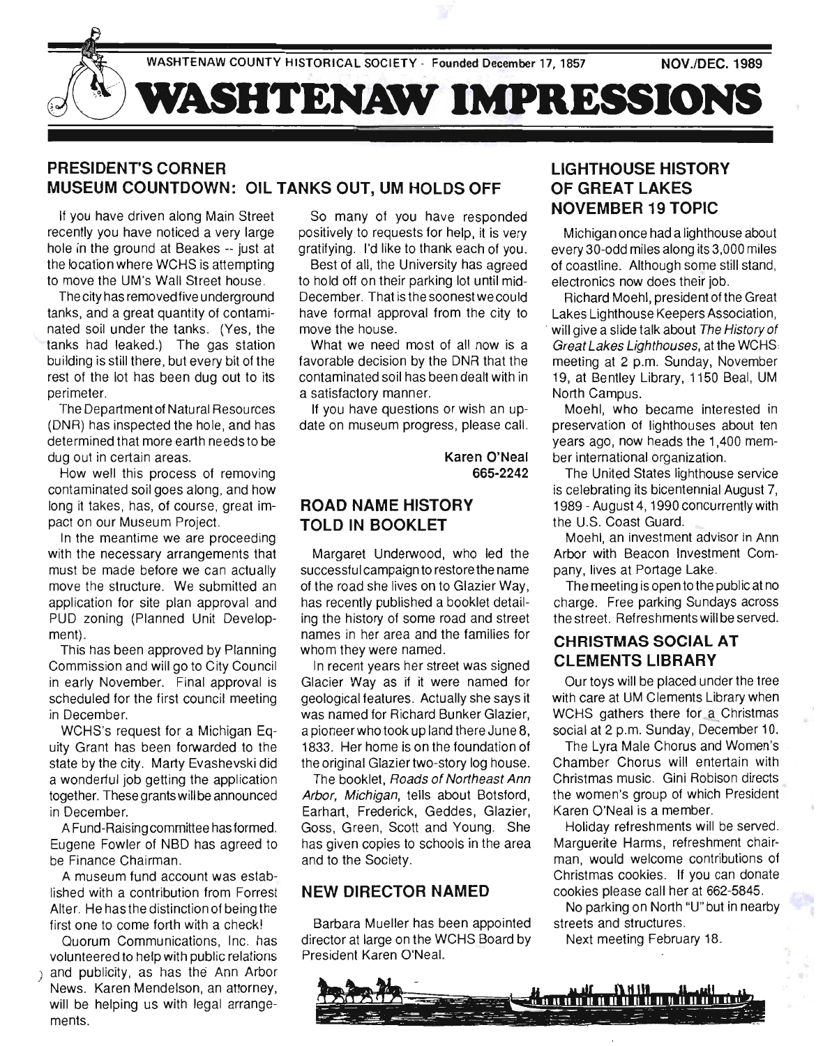WASHTENAW COUNTY HISTORICAL SOCIETY - Founded December 17, 1857 NOV./DEC. 1989

# WASHTENAW IMPRESSIONS

## PRESIDENT'S CORNER
## MUSEUM COUNTDOWN: OIL TANKS OUT, UM HOLDS OFF

If you have driven along Main Street recently you have noticed a very large hole in the ground at Beakes -- just at the location where WCHS is attempting to move the UM's Wall Street house.

The city has removed five underground tanks, and a great quantity of contaminated soil under the tanks. (Yes, the tanks had leaked.) The gas station building is still there, but every bit of the rest of the lot has been dug out to its perimeter.

The Department of Natural Resources (DNR) has inspected the hole, and has determined that more earth needs to be dug out in certain areas.

How well this process of removing contaminated soil goes along, and how long it takes, has, of course, great impact on our Museum Project.

In the meantime we are proceeding with the necessary arrangements that must be made before we can actually move the structure. We submitted an application for site plan approval and PUD zoning (Planned Unit Development).

This has been approved by Planning Commission and will go to City Council in early November. Final approval is scheduled for the first council meeting in December.

WCHS's request for a Michigan Equity Grant has been forwarded to the state by the city. Marty Evashevski did a wonderful job getting the application together. These grants will be announced in December.

A Fund-Raising committee has formed. Eugene Fowler of NBD has agreed to be Finance Chairman.

A museum fund account was established with a contribution from Forrest Alter. He has the distinction of being the first one to come forth with a check!

Quorum Communications, Inc. has volunteered to help with public relations and publicity, as has the Ann Arbor News. Karen Mendelson, an attorney, will be helping us with legal arrangements.

So many of you have responded positively to requests for help, it is very gratifying. I'd like to thank each of you.

Best of all, the University has agreed to hold off on their parking lot until mid-December. That is the soonest we could have formal approval from the city to move the house.

What we need most of all now is a favorable decision by the DNR that the contaminated soil has been dealt with in a satisfactory manner.

If you have questions or wish an update on museum progress, please call.

**Karen O'Neal**
**665-2242**

## ROAD NAME HISTORY TOLD IN BOOKLET

Margaret Underwood, who led the successful campaign to restore the name of the road she lives on to Glazier Way, has recently published a booklet detailing the history of some road and street names in her area and the families for whom they were named.

In recent years her street was signed Glacier Way as if it were named for geological features. Actually she says it was named for Richard Bunker Glazier, a pioneer who took up land there June 8, 1833. Her home is on the foundation of the original Glazier two-story log house.

The booklet, *Roads of Northeast Ann Arbor, Michigan*, tells about Botsford, Earhart, Frederick, Geddes, Glazier, Goss, Green, Scott and Young. She has given copies to schools in the area and to the Society.

## NEW DIRECTOR NAMED

Barbara Mueller has been appointed director at large on the WCHS Board by President Karen O'Neal.

## LIGHTHOUSE HISTORY OF GREAT LAKES NOVEMBER 19 TOPIC

Michigan once had a lighthouse about every 30-odd miles along its 3,000 miles of coastline. Although some still stand, electronics now does their job.

Richard Moehl, president of the Great Lakes Lighthouse Keepers Association, will give a slide talk about *The History of Great Lakes Lighthouses*, at the WCHS meeting at 2 p.m. Sunday, November 19, at Bentley Library, 1150 Beal, UM North Campus.

Moehl, who became interested in preservation of lighthouses about ten years ago, now heads the 1,400 member international organization.

The United States lighthouse service is celebrating its bicentennial August 7, 1989 - August 4, 1990 concurrently with the U.S. Coast Guard.

Moehl, an investment advisor in Ann Arbor with Beacon Investment Company, lives at Portage Lake.

The meeting is open to the public at no charge. Free parking Sundays across the street. Refreshments will be served.

## CHRISTMAS SOCIAL AT CLEMENTS LIBRARY

Our toys will be placed under the tree with care at UM Clements Library when WCHS gathers there for a Christmas social at 2 p.m. Sunday, December 10.

The Lyra Male Chorus and Women's Chamber Chorus will entertain with Christmas music. Gini Robison directs the women's group of which President Karen O'Neal is a member.

Holiday refreshments will be served. Marguerite Harms, refreshment chairman, would welcome contributions of Christmas cookies. If you can donate cookies please call her at 662-5845.

No parking on North "U" but in nearby streets and structures.

Next meeting February 18.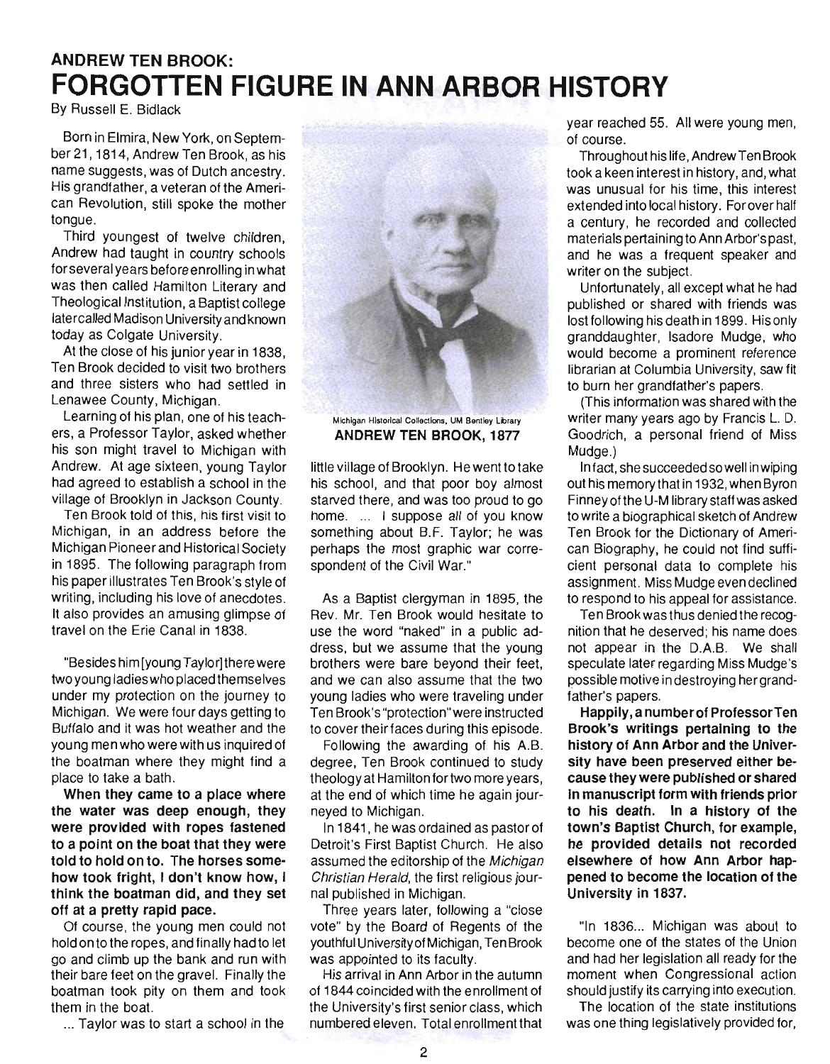## ANDREW TEN BROOK:

# FORGOTTEN FIGURE IN ANN ARBOR HISTORY

By Russell E. Bidlack

Born in Elmira, New York, on September 21, 1814, Andrew Ten Brook, as his name suggests, was of Dutch ancestry. His grandfather, a veteran of the American Revolution, still spoke the mother tongue.

Third youngest of twelve children, Andrew had taught in country schools for several years before enrolling in what was then called Hamilton Literary and Theological Institution, a Baptist college later called Madison University and known today as Colgate University.

At the close of his junior year in 1838, Ten Brook decided to visit two brothers and three sisters who had settled in Lenawee County, Michigan.

Learning of his plan, one of his teachers, a Professor Taylor, asked whether his son might travel to Michigan with Andrew. At age sixteen, young Taylor had agreed to establish a school in the village of Brooklyn in Jackson County.

Ten Brook told of this, his first visit to Michigan, in an address before the Michigan Pioneer and Historical Society in 1895. The following paragraph from his paper illustrates Ten Brook's style of writing, including his love of anecdotes. It also provides an amusing glimpse of travel on the Erie Canal in 1838.

"Besides him [young Taylor] there were two young ladies who placed themselves under my protection on the journey to Michigan. We were four days getting to Buffalo and it was hot weather and the young men who were with us inquired of the boatman where they might find a place to take a bath.

**When they came to a place where the water was deep enough, they were provided with ropes fastened to a point on the boat that they were told to hold on to. The horses somehow took fright, I don't know how, I think the boatman did, and they set off at a pretty rapid pace.**

Of course, the young men could not hold on to the ropes, and finally had to let go and climb up the bank and run with their bare feet on the gravel. Finally the boatman took pity on them and took them in the boat.

... Taylor was to start a school in the little village of Brooklyn. He went to take his school, and that poor boy almost starved there, and was too proud to go home. ... I suppose *all* of you know something about B.F. Taylor; he was perhaps the most graphic war correspondent of the Civil War."

Michigan Historical Collections, UM Bentley Library

**ANDREW TEN BROOK, 1877**

As a Baptist clergyman in 1895, the Rev. Mr. Ten Brook would hesitate to use the word "naked" in a public address, but we assume that the young brothers were bare beyond their feet, and we can also assume that the two young ladies who were traveling under Ten Brook's "protection" were instructed to cover their faces during this episode.

Following the awarding of his A.B. degree, Ten Brook continued to study theology at Hamilton for two more years, at the end of which time he again journeyed to Michigan.

In 1841, he was ordained as pastor of Detroit's First Baptist Church. He also assumed the editorship of the *Michigan Christian Herald*, the first religious journal published in Michigan.

Three years later, following a "close vote" by the Board of Regents of the youthful University of Michigan, Ten Brook was appointed to its faculty.

His arrival in Ann Arbor in the autumn of 1844 coincided with the enrollment of the University's first senior class, which numbered eleven. Total enrollment that year reached 55. All were young men, of course.

Throughout his life, Andrew Ten Brook took a keen interest in history, and, what was unusual for his time, this interest extended into local history. For over half a century, he recorded and collected materials pertaining to Ann Arbor's past, and he was a frequent speaker and writer on the subject.

Unfortunately, all except what he had published or shared with friends was lost following his death in 1899. His only granddaughter, Isadore Mudge, who would become a prominent reference librarian at Columbia University, saw fit to burn her grandfather's papers.

(This information was shared with the writer many years ago by Francis L. D. Goodrich, a personal friend of Miss Mudge.)

In fact, she succeeded so well in wiping out his memory that in 1932, when Byron Finney of the U-M library staff was asked to write a biographical sketch of Andrew Ten Brook for the Dictionary of American Biography, he could not find sufficient personal data to complete his assignment. Miss Mudge even declined to respond to his appeal for assistance.

Ten Brook was thus denied the recognition that he deserved; his name does not appear in the D.A.B. We shall speculate later regarding Miss Mudge's possible motive in destroying her grandfather's papers.

**Happily, a number of Professor Ten Brook's writings pertaining to the history of Ann Arbor and the University have been preserved either because they were published or shared in manuscript form with friends prior to his death. In a history of the town's Baptist Church, for example, he provided details not recorded elsewhere of how Ann Arbor happened to become the location of the University in 1837.**

"In 1836... Michigan was about to become one of the states of the Union and had her legislation all ready for the moment when Congressional action should justify its carrying into execution.

The location of the state institutions was one thing legislatively provided for,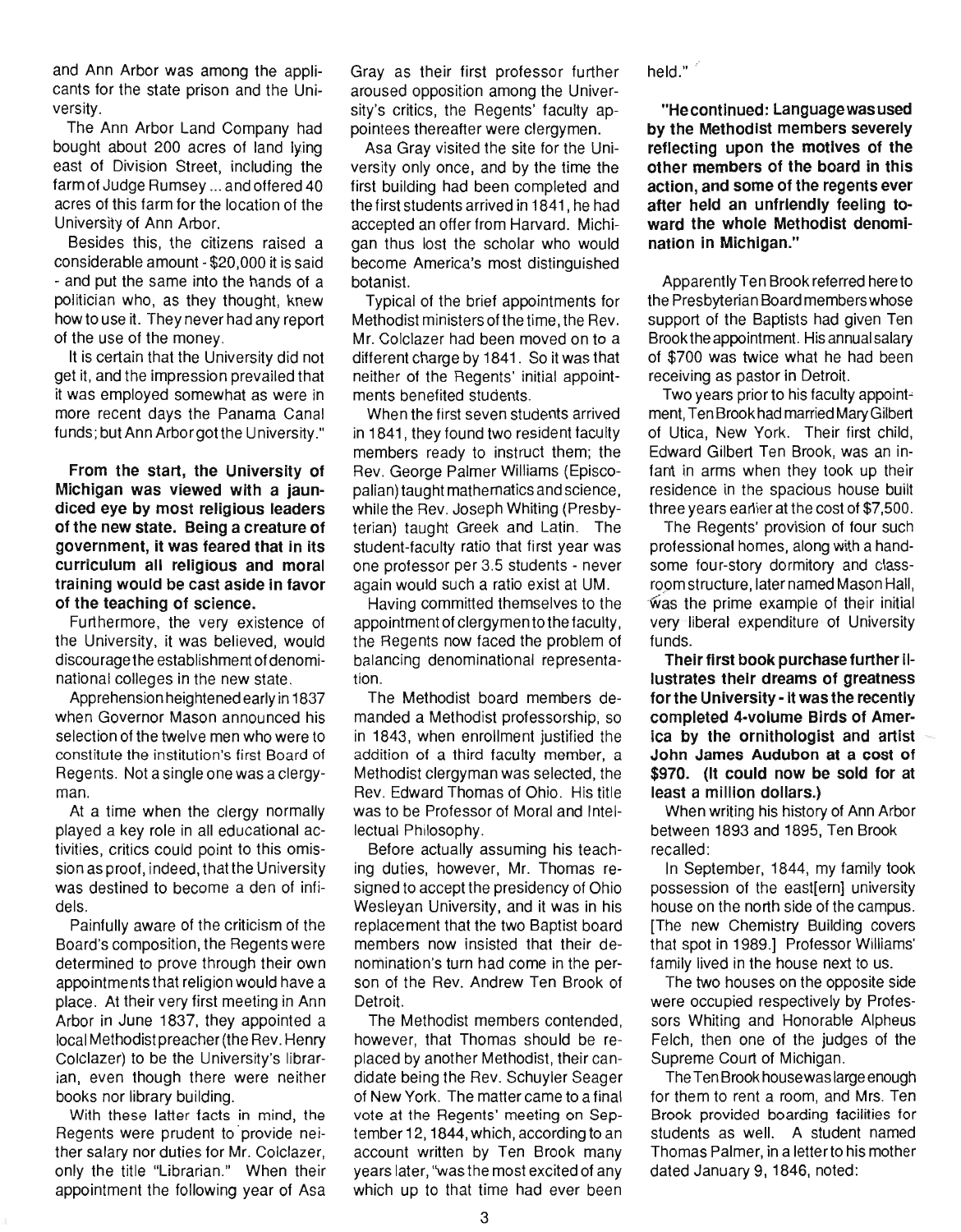and Ann Arbor was among the applicants for the state prison and the University.

The Ann Arbor Land Company had bought about 200 acres of land lying east of Division Street, including the farm of Judge Rumsey ... and offered 40 acres of this farm for the location of the University of Ann Arbor.

Besides this, the citizens raised a considerable amount - $20,000 it is said - and put the same into the hands of a politician who, as they thought, knew how to use it. They never had any report of the use of the money.

It is certain that the University did not get it, and the impression prevailed that it was employed somewhat as were in more recent days the Panama Canal funds; but Ann Arbor got the University."

**From the start, the University of Michigan was viewed with a jaundiced eye by most religious leaders of the new state. Being a creature of government, it was feared that in its curriculum all religious and moral training would be cast aside in favor of the teaching of science.**

Furthermore, the very existence of the University, it was believed, would discourage the establishment of denominational colleges in the new state.

Apprehension heightened early in 1837 when Governor Mason announced his selection of the twelve men who were to constitute the institution's first Board of Regents. Not a single one was a clergyman.

At a time when the clergy normally played a key role in all educational activities, critics could point to this omission as proof, indeed, that the University was destined to become a den of infidels.

Painfully aware of the criticism of the Board's composition, the Regents were determined to prove through their own appointments that religion would have a place. At their very first meeting in Ann Arbor in June 1837, they appointed a local Methodist preacher (the Rev. Henry Colclazer) to be the University's librarian, even though there were neither books nor library building.

With these latter facts in mind, the Regents were prudent to provide neither salary nor duties for Mr. Colclazer, only the title "Librarian." When their appointment the following year of Asa Gray as their first professor further aroused opposition among the University's critics, the Regents' faculty appointees thereafter were clergymen.

Asa Gray visited the site for the University only once, and by the time the first building had been completed and the first students arrived in 1841, he had accepted an offer from Harvard. Michigan thus lost the scholar who would become America's most distinguished botanist.

Typical of the brief appointments for Methodist ministers of the time, the Rev. Mr. Colclazer had been moved on to a different charge by 1841. So it was that neither of the Regents' initial appointments benefited students.

When the first seven students arrived in 1841, they found two resident faculty members ready to instruct them; the Rev. George Palmer Williams (Episcopalian) taught mathematics and science, while the Rev. Joseph Whiting (Presbyterian) taught Greek and Latin. The student-faculty ratio that first year was one professor per 3.5 students - never again would such a ratio exist at UM.

Having committed themselves to the appointment of clergymen to the faculty, the Regents now faced the problem of balancing denominational representation.

The Methodist board members demanded a Methodist professorship, so in 1843, when enrollment justified the addition of a third faculty member, a Methodist clergyman was selected, the Rev. Edward Thomas of Ohio. His title was to be Professor of Moral and Intellectual Philosophy.

Before actually assuming his teaching duties, however, Mr. Thomas resigned to accept the presidency of Ohio Wesleyan University, and it was in his replacement that the two Baptist board members now insisted that their denomination's turn had come in the person of the Rev. Andrew Ten Brook of Detroit.

The Methodist members contended, however, that Thomas should be replaced by another Methodist, their candidate being the Rev. Schuyler Seager of New York. The matter came to a final vote at the Regents' meeting on September 12, 1844, which, according to an account written by Ten Brook many years later, "was the most excited of any which up to that time had ever been held."

**"He continued: Language was used by the Methodist members severely reflecting upon the motives of the other members of the board in this action, and some of the regents ever after held an unfriendly feeling toward the whole Methodist denomination in Michigan."**

Apparently Ten Brook referred here to the Presbyterian Board members whose support of the Baptists had given Ten Brook the appointment. His annual salary of $700 was twice what he had been receiving as pastor in Detroit.

Two years prior to his faculty appointment, Ten Brook had married Mary Gilbert of Utica, New York. Their first child, Edward Gilbert Ten Brook, was an infant in arms when they took up their residence in the spacious house built three years earlier at the cost of $7,500.

The Regents' provision of four such professional homes, along with a handsome four-story dormitory and classroom structure, later named Mason Hall, was the prime example of their initial very liberal expenditure of University funds.

**Their first book purchase further illustrates their dreams of greatness for the University - it was the recently completed 4-volume Birds of America by the ornithologist and artist John James Audubon at a cost of $970. (It could now be sold for at least a million dollars.)**

When writing his history of Ann Arbor between 1893 and 1895, Ten Brook recalled:

In September, 1844, my family took possession of the east[ern] university house on the north side of the campus. [The new Chemistry Building covers that spot in 1989.] Professor Williams' family lived in the house next to us.

The two houses on the opposite side were occupied respectively by Professors Whiting and Honorable Alpheus Felch, then one of the judges of the Supreme Court of Michigan.

The Ten Brook house was large enough for them to rent a room, and Mrs. Ten Brook provided boarding facilities for students as well. A student named Thomas Palmer, in a letter to his mother dated January 9, 1846, noted: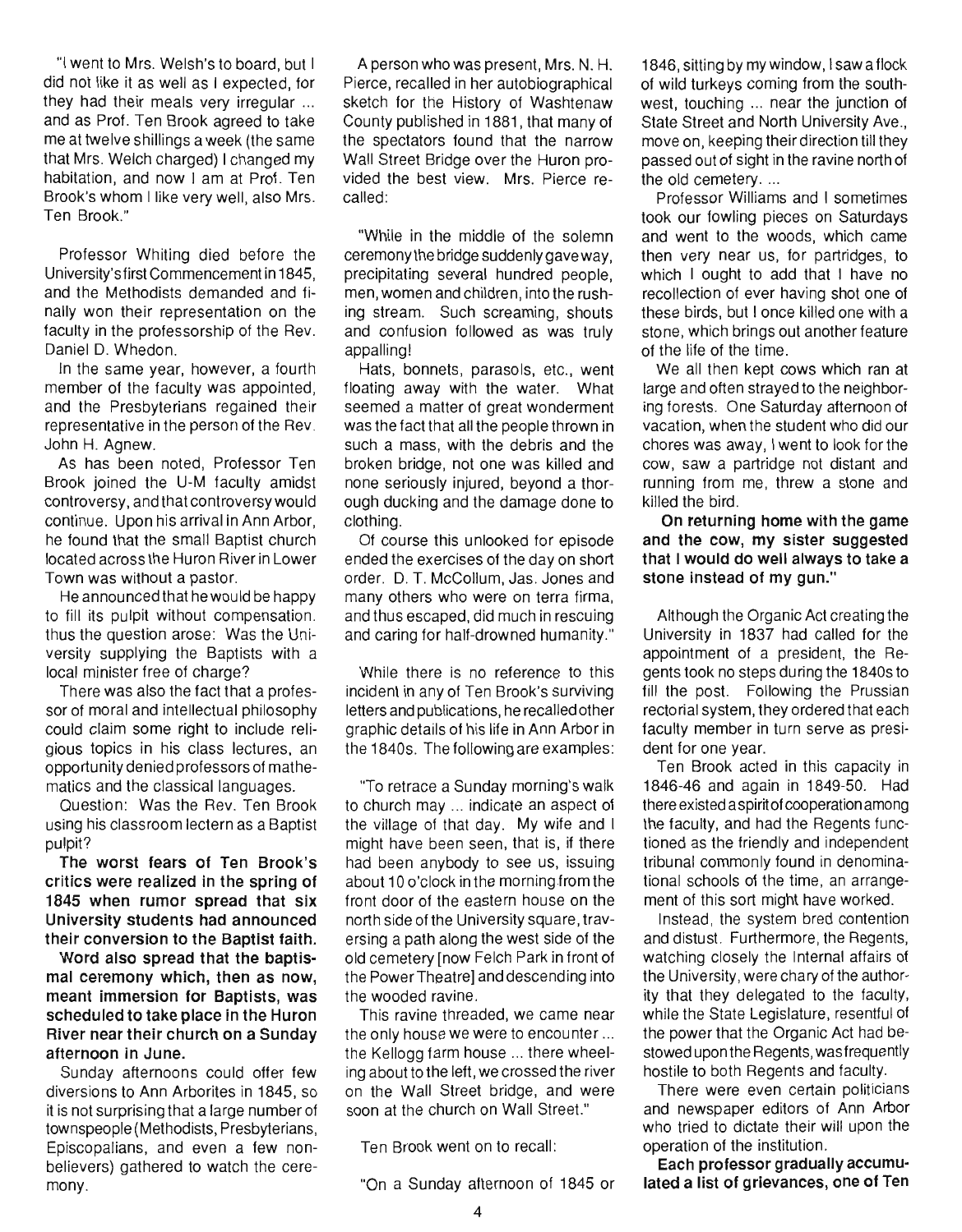"I went to Mrs. Welsh's to board, but I did not like it as well as I expected, for they had their meals very irregular ... and as Prof. Ten Brook agreed to take me at twelve shillings a week (the same that Mrs. Welch charged) I changed my habitation, and now I am at Prof. Ten Brook's whom I like very well, also Mrs. Ten Brook."

Professor Whiting died before the University's first Commencement in 1845, and the Methodists demanded and finally won their representation on the faculty in the professorship of the Rev. Daniel D. Whedon.

In the same year, however, a fourth member of the faculty was appointed, and the Presbyterians regained their representative in the person of the Rev. John H. Agnew.

As has been noted, Professor Ten Brook joined the U-M faculty amidst controversy, and that controversy would continue. Upon his arrival in Ann Arbor, he found that the small Baptist church located across the Huron River in Lower Town was without a pastor.

He announced that he would be happy to fill its pulpit without compensation, thus the question arose: Was the University supplying the Baptists with a local minister free of charge?

There was also the fact that a professor of moral and intellectual philosophy could claim some right to include religious topics in his class lectures, an opportunity denied professors of mathematics and the classical languages.

Question: Was the Rev. Ten Brook using his classroom lectern as a Baptist pulpit?

**The worst fears of Ten Brook's critics were realized in the spring of 1845 when rumor spread that six University students had announced their conversion to the Baptist faith.**

**Word also spread that the baptismal ceremony which, then as now, meant immersion for Baptists, was scheduled to take place in the Huron River near their church on a Sunday afternoon in June.**

Sunday afternoons could offer few diversions to Ann Arborites in 1845, so it is not surprising that a large number of townspeople (Methodists, Presbyterians, Episcopalians, and even a few nonbelievers) gathered to watch the ceremony.

A person who was present, Mrs. N. H. Pierce, recalled in her autobiographical sketch for the History of Washtenaw County published in 1881, that many of the spectators found that the narrow Wall Street Bridge over the Huron provided the best view. Mrs. Pierce recalled:

"While in the middle of the solemn ceremony the bridge suddenly gave way, precipitating several hundred people, men, women and children, into the rushing stream. Such screaming, shouts and confusion followed as was truly appalling!

Hats, bonnets, parasols, etc., went floating away with the water. What seemed a matter of great wonderment was the fact that all the people thrown in such a mass, with the debris and the broken bridge, not one was killed and none seriously injured, beyond a thorough ducking and the damage done to clothing.

Of course this unlooked for episode ended the exercises of the day on short order. D. T. McCollum, Jas. Jones and many others who were on terra firma, and thus escaped, did much in rescuing and caring for half-drowned humanity."

While there is no reference to this incident in any of Ten Brook's surviving letters and publications, he recalled other graphic details of his life in Ann Arbor in the 1840s. The following are examples:

"To retrace a Sunday morning's walk to church may ... indicate an aspect of the village of that day. My wife and I might have been seen, that is, if there had been anybody to see us, issuing about 10 o'clock in the morning from the front door of the eastern house on the north side of the University square, traversing a path along the west side of the old cemetery [now Felch Park in front of the Power Theatre] and descending into the wooded ravine.

This ravine threaded, we came near the only house we were to encounter ... the Kellogg farm house ... there wheeling about to the left, we crossed the river on the Wall Street bridge, and were soon at the church on Wall Street."

Ten Brook went on to recall:

"On a Sunday afternoon of 1845 or 1846, sitting by my window, I saw a flock of wild turkeys coming from the southwest, touching ... near the junction of State Street and North University Ave., move on, keeping their direction till they passed out of sight in the ravine north of the old cemetery. ...

Professor Williams and I sometimes took our fowling pieces on Saturdays and went to the woods, which came then very near us, for partridges, to which I ought to add that I have no recollection of ever having shot one of these birds, but I once killed one with a stone, which brings out another feature of the life of the time.

We all then kept cows which ran at large and often strayed to the neighboring forests. One Saturday afternoon of vacation, when the student who did our chores was away, I went to look for the cow, saw a partridge not distant and running from me, threw a stone and killed the bird.

**On returning home with the game and the cow, my sister suggested that I would do well always to take a stone instead of my gun."**

Although the Organic Act creating the University in 1837 had called for the appointment of a president, the Regents took no steps during the 1840s to fill the post. Following the Prussian rectorial system, they ordered that each faculty member in turn serve as president for one year.

Ten Brook acted in this capacity in 1846-46 and again in 1849-50. Had there existed a spirit of cooperation among the faculty, and had the Regents functioned as the friendly and independent tribunal commonly found in denominational schools of the time, an arrangement of this sort might have worked.

Instead, the system bred contention and distust. Furthermore, the Regents, watching closely the internal affairs of the University, were chary of the authority that they delegated to the faculty, while the State Legislature, resentful of the power that the Organic Act had bestowed upon the Regents, was frequently hostile to both Regents and faculty.

There were even certain politicians and newspaper editors of Ann Arbor who tried to dictate their will upon the operation of the institution.

**Each professor gradually accumulated a list of grievances, one of Ten**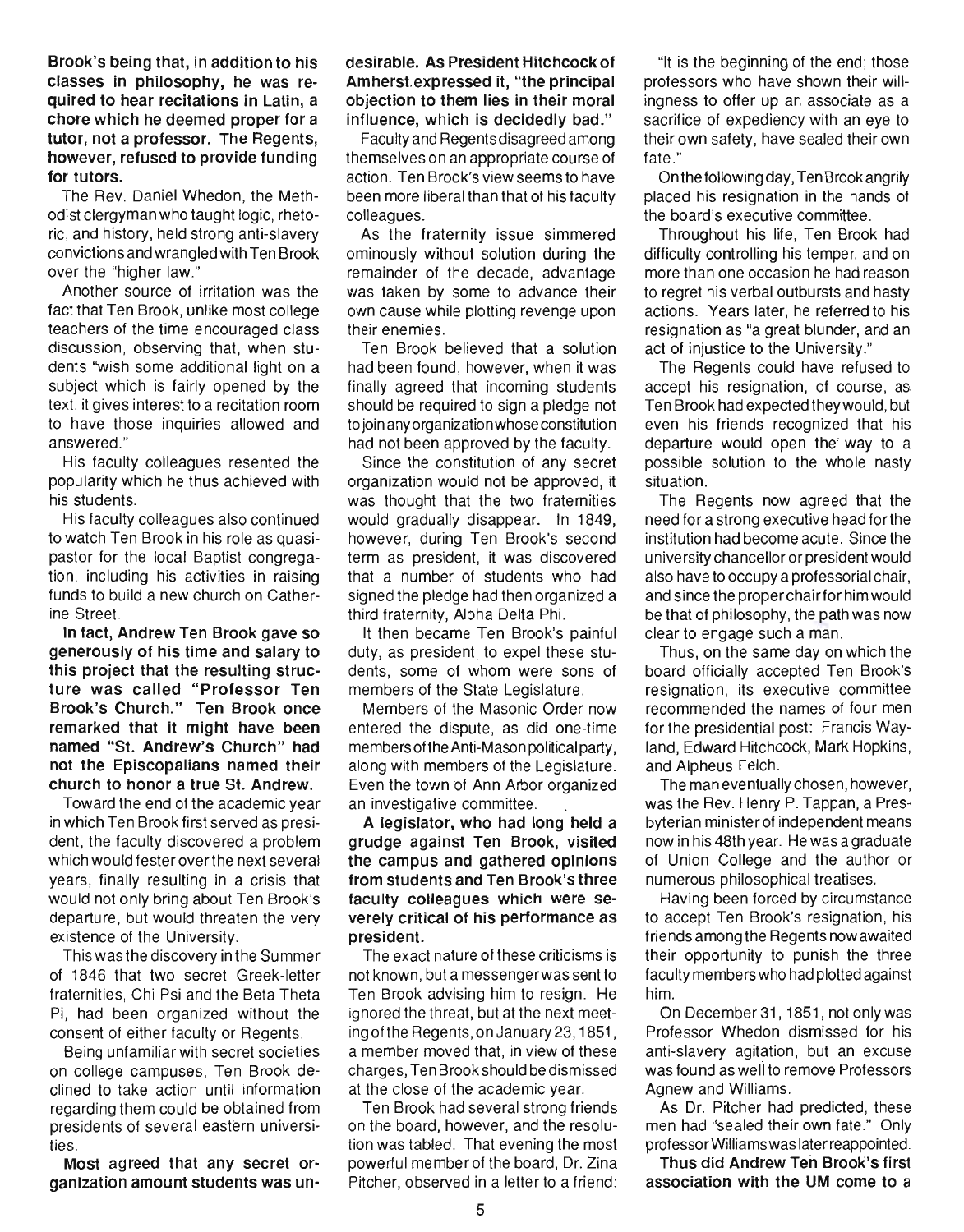**Brook's being that, in addition to his classes in philosophy, he was required to hear recitations in Latin, a chore which he deemed proper for a tutor, not a professor. The Regents, however, refused to provide funding for tutors.**

The Rev. Daniel Whedon, the Methodist clergyman who taught logic, rhetoric, and history, held strong anti-slavery convictions and wrangled with Ten Brook over the "higher law."

Another source of irritation was the fact that Ten Brook, unlike most college teachers of the time encouraged class discussion, observing that, when students "wish some additional light on a subject which is fairly opened by the text, it gives interest to a recitation room to have those inquiries allowed and answered."

His faculty colleagues resented the popularity which he thus achieved with his students.

His faculty colleagues also continued to watch Ten Brook in his role as quasi-pastor for the local Baptist congregation, including his activities in raising funds to build a new church on Catherine Street.

**In fact, Andrew Ten Brook gave so generously of his time and salary to this project that the resulting structure was called "Professor Ten Brook's Church." Ten Brook once remarked that it might have been named "St. Andrew's Church" had not the Episcopalians named their church to honor a true St. Andrew.**

Toward the end of the academic year in which Ten Brook first served as president, the faculty discovered a problem which would fester over the next several years, finally resulting in a crisis that would not only bring about Ten Brook's departure, but would threaten the very existence of the University.

This was the discovery in the Summer of 1846 that two secret Greek-letter fraternities, Chi Psi and the Beta Theta Pi, had been organized without the consent of either faculty or Regents.

Being unfamiliar with secret societies on college campuses, Ten Brook declined to take action until information regarding them could be obtained from presidents of several eastern universities.

**Most agreed that any secret organization amount students was undesirable. As President Hitchcock of Amherst expressed it, "the principal objection to them lies in their moral influence, which is decidedly bad."**

Faculty and Regents disagreed among themselves on an appropriate course of action. Ten Brook's view seems to have been more liberal than that of his faculty colleagues.

As the fraternity issue simmered ominously without solution during the remainder of the decade, advantage was taken by some to advance their own cause while plotting revenge upon their enemies.

Ten Brook believed that a solution had been found, however, when it was finally agreed that incoming students should be required to sign a pledge not to join any organization whose constitution had not been approved by the faculty.

Since the constitution of any secret organization would not be approved, it was thought that the two fraternities would gradually disappear. In 1849, however, during Ten Brook's second term as president, it was discovered that a number of students who had signed the pledge had then organized a third fraternity, Alpha Delta Phi.

It then became Ten Brook's painful duty, as president, to expel these students, some of whom were sons of members of the State Legislature.

Members of the Masonic Order now entered the dispute, as did one-time members of the Anti-Mason political party, along with members of the Legislature. Even the town of Ann Arbor organized an investigative committee.

**A legislator, who had long held a grudge against Ten Brook, visited the campus and gathered opinions from students and Ten Brook's three faculty colleagues which were severely critical of his performance as president.**

The exact nature of these criticisms is not known, but a messenger was sent to Ten Brook advising him to resign. He ignored the threat, but at the next meeting of the Regents, on January 23, 1851, a member moved that, in view of these charges, Ten Brook should be dismissed at the close of the academic year.

Ten Brook had several strong friends on the board, however, and the resolution was tabled. That evening the most powerful member of the board, Dr. Zina Pitcher, observed in a letter to a friend:

"It is the beginning of the end; those professors who have shown their willingness to offer up an associate as a sacrifice of expediency with an eye to their own safety, have sealed their own fate."

On the following day, Ten Brook angrily placed his resignation in the hands of the board's executive committee.

Throughout his life, Ten Brook had difficulty controlling his temper, and on more than one occasion he had reason to regret his verbal outbursts and hasty actions. Years later, he referred to his resignation as "a great blunder, and an act of injustice to the University."

The Regents could have refused to accept his resignation, of course, as Ten Brook had expected they would, but even his friends recognized that his departure would open the way to a possible solution to the whole nasty situation.

The Regents now agreed that the need for a strong executive head for the institution had become acute. Since the university chancellor or president would also have to occupy a professorial chair, and since the proper chair for him would be that of philosophy, the path was now clear to engage such a man.

Thus, on the same day on which the board officially accepted Ten Brook's resignation, its executive committee recommended the names of four men for the presidential post: Francis Wayland, Edward Hitchcock, Mark Hopkins, and Alpheus Felch.

The man eventually chosen, however, was the Rev. Henry P. Tappan, a Presbyterian minister of independent means now in his 48th year. He was a graduate of Union College and the author or numerous philosophical treatises.

Having been forced by circumstance to accept Ten Brook's resignation, his friends among the Regents now awaited their opportunity to punish the three faculty members who had plotted against him.

On December 31, 1851, not only was Professor Whedon dismissed for his anti-slavery agitation, but an excuse was found as well to remove Professors Agnew and Williams.

As Dr. Pitcher had predicted, these men had "sealed their own fate." Only professor Williams was later reappointed.

**Thus did Andrew Ten Brook's first association with the UM come to a**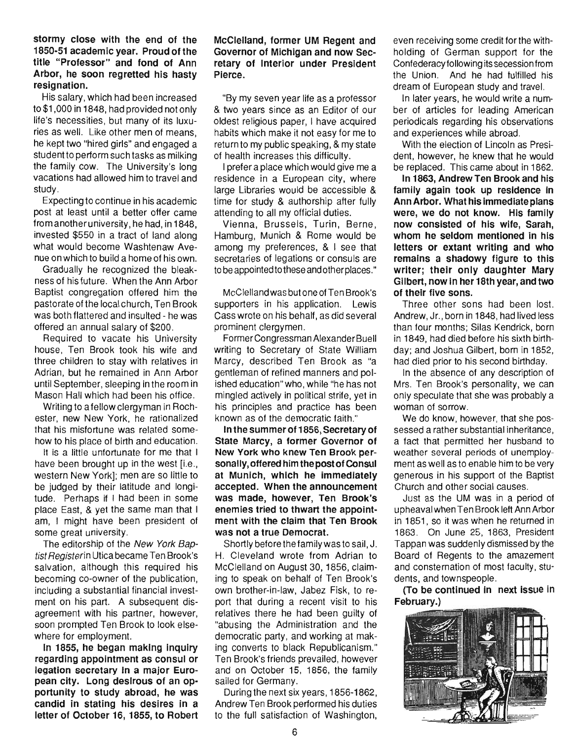**stormy close with the end of the 1850-51 academic year. Proud of the title "Professor" and fond of Ann Arbor, he soon regretted his hasty resignation.**

His salary, which had been increased to $1,000 in 1848, had provided not only life's necessities, but many of its luxuries as well. Like other men of means, he kept two "hired girls" and engaged a student to perform such tasks as milking the family cow. The University's long vacations had allowed him to travel and study.

Expecting to continue in his academic post at least until a better offer came from another university, he had, in 1848, invested $550 in a tract of land along what would become Washtenaw Avenue on which to build a home of his own.

Gradually he recognized the bleakness of his future. When the Ann Arbor Baptist congregation offered him the pastorate of the local church, Ten Brook was both flattered and insulted - he was offered an annual salary of $200.

Required to vacate his University house, Ten Brook took his wife and three children to stay with relatives in Adrian, but he remained in Ann Arbor until September, sleeping in the room in Mason Hall which had been his office.

Writing to a fellow clergyman in Rochester, new New York, he rationalized that his misfortune was related somehow to his place of birth and education.

It is a little unfortunate for me that I have been brought up in the west [i.e., western New York]; men are so little to be judged by their latitude and longitude. Perhaps if I had been in some place East, & yet the same man that I am, I might have been president of some great university.

The editorship of the *New York Baptist Register* in Utica became Ten Brook's salvation, although this required his becoming co-owner of the publication, including a substantial financial investment on his part. A subsequent disagreement with his partner, however, soon prompted Ten Brook to look elsewhere for employment.

**In 1855, he began making inquiry regarding appointment as consul or legation secretary in a major European city. Long desirous of an opportunity to study abroad, he was candid in stating his desires in a letter of October 16, 1855, to Robert McClelland, former UM Regent and Governor of Michigan and now Secretary of Interior under President Pierce.**

"By my seven year life as a professor & two years since as an Editor of our oldest religious paper, I have acquired habits which make it not easy for me to return to my public speaking, & my state of health increases this difficulty.

I prefer a place which would give me a residence in a European city, where large Libraries would be accessible & time for study & authorship after fully attending to all my official duties.

Vienna, Brussels, Turin, Berne, Hamburg, Munich & Rome would be among my preferences, & I see that secretaries of legations or consuls are to be appointed to these and other places."

McClelland was but one of Ten Brook's supporters in his application. Lewis Cass wrote on his behalf, as did several prominent clergymen.

Former Congressman Alexander Buell writing to Secretary of State William Marcy, described Ten Brook as "a gentleman of refined manners and polished education" who, while "he has not mingled actively in political strife, yet in his principles and practice has been known as of the democratic faith."

**In the summer of 1856, Secretary of State Marcy, a former Governor of New York who knew Ten Brook personally, offered him the post of Consul at Munich, which he immediately accepted. When the announcement was made, however, Ten Brook's enemies tried to thwart the appointment with the claim that Ten Brook was not a true Democrat.**

Shortly before the family was to sail, J. H. Cleveland wrote from Adrian to McClelland on August 30, 1856, claiming to speak on behalf of Ten Brook's own brother-in-law, Jabez Fisk, to report that during a recent visit to his relatives there he had been guilty of "abusing the Administration and the democratic party, and working at making converts to black Republicanism." Ten Brook's friends prevailed, however and on October 15, 1856, the family sailed for Germany.

During the next six years, 1856-1862, Andrew Ten Brook performed his duties to the full satisfaction of Washington, even receiving some credit for the withholding of German support for the Confederacy following its secession from the Union. And he had fulfilled his dream of European study and travel.

In later years, he would write a number of articles for leading American periodicals regarding his observations and experiences while abroad.

With the election of Lincoln as President, however, he knew that he would be replaced. This came about in 1862.

**In 1863, Andrew Ten Brook and his family again took up residence in Ann Arbor. What his immediate plans were, we do not know. His family now consisted of his wife, Sarah, whom he seldom mentioned in his letters or extant writing and who remains a shadowy figure to this writer; their only daughter Mary Gilbert, now in her 18th year, and two of their five sons.**

Three other sons had been lost. Andrew, Jr., born in 1848, had lived less than four months; Silas Kendrick, born in 1849, had died before his sixth birthday; and Joshua Gilbert, born in 1852, had died prior to his second birthday.

In the absence of any description of Mrs. Ten Brook's personality, we can only speculate that she was probably a woman of sorrow.

We do know, however, that she possessed a rather substantial inheritance, a fact that permitted her husband to weather several periods of unemployment as well as to enable him to be very generous in his support of the Baptist Church and other social causes.

Just as the UM was in a period of upheaval when Ten Brook left Ann Arbor in 1851, so it was when he returned in 1863. On June 25, 1863, President Tappan was suddenly dismissed by the Board of Regents to the amazement and consternation of most faculty, students, and townspeople.

**(To be continued in next issue in February.)**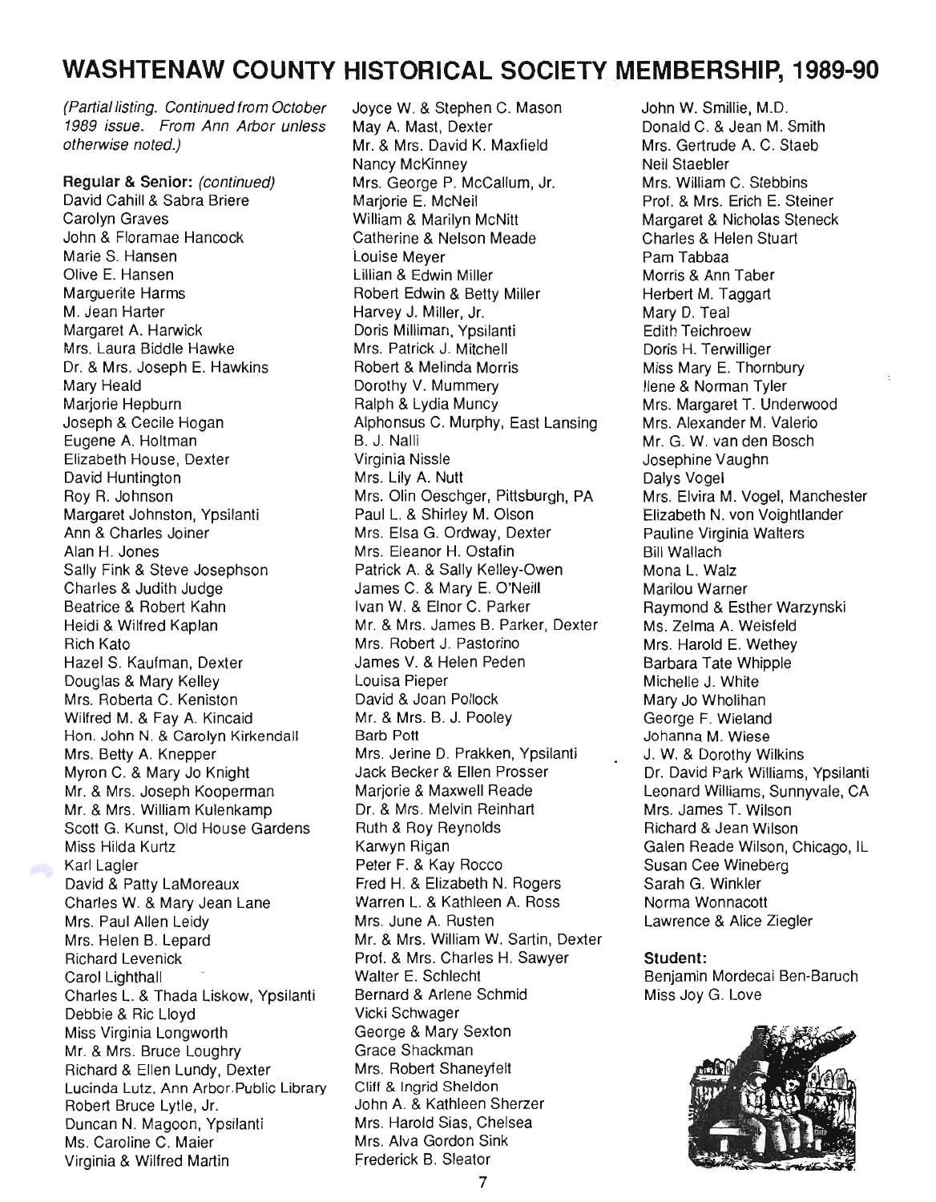# WASHTENAW COUNTY HISTORICAL SOCIETY MEMBERSHIP, 1989-90

*(Partial listing. Continued from October 1989 issue. From Ann Arbor unless otherwise noted.)*

**Regular & Senior:** *(continued)*

David Cahill & Sabra Briere
Carolyn Graves
John & Floramae Hancock
Marie S. Hansen
Olive E. Hansen
Marguerite Harms
M. Jean Harter
Margaret A. Harwick
Mrs. Laura Biddle Hawke
Dr. & Mrs. Joseph E. Hawkins
Mary Heald
Marjorie Hepburn
Joseph & Cecile Hogan
Eugene A. Holtman
Elizabeth House, Dexter
David Huntington
Roy R. Johnson
Margaret Johnston, Ypsilanti
Ann & Charles Joiner
Alan H. Jones
Sally Fink & Steve Josephson
Charles & Judith Judge
Beatrice & Robert Kahn
Heidi & Wilfred Kaplan
Rich Kato
Hazel S. Kaufman, Dexter
Douglas & Mary Kelley
Mrs. Roberta C. Keniston
Wilfred M. & Fay A. Kincaid
Hon. John N. & Carolyn Kirkendall
Mrs. Betty A. Knepper
Myron C. & Mary Jo Knight
Mr. & Mrs. Joseph Kooperman
Mr. & Mrs. William Kulenkamp
Scott G. Kunst, Old House Gardens
Miss Hilda Kurtz
Karl Lagler
David & Patty LaMoreaux
Charles W. & Mary Jean Lane
Mrs. Paul Allen Leidy
Mrs. Helen B. Lepard
Richard Levenick
Carol Lighthall
Charles L. & Thada Liskow, Ypsilanti
Debbie & Ric Lloyd
Miss Virginia Longworth
Mr. & Mrs. Bruce Loughry
Richard & Ellen Lundy, Dexter
Lucinda Lutz, Ann Arbor Public Library
Robert Bruce Lytle, Jr.
Duncan N. Magoon, Ypsilanti
Ms. Caroline C. Maier
Virginia & Wilfred Martin
Joyce W. & Stephen C. Mason
May A. Mast, Dexter
Mr. & Mrs. David K. Maxfield
Nancy McKinney
Mrs. George P. McCallum, Jr.
Marjorie E. McNeil
William & Marilyn McNitt
Catherine & Nelson Meade
Louise Meyer
Lillian & Edwin Miller
Robert Edwin & Betty Miller
Harvey J. Miller, Jr.
Doris Milliman, Ypsilanti
Mrs. Patrick J. Mitchell
Robert & Melinda Morris
Dorothy V. Mummery
Ralph & Lydia Muncy
Alphonsus C. Murphy, East Lansing
B. J. Nalli
Virginia Nissle
Mrs. Lily A. Nutt
Mrs. Olin Oeschger, Pittsburgh, PA
Paul L. & Shirley M. Olson
Mrs. Elsa G. Ordway, Dexter
Mrs. Eleanor H. Ostafin
Patrick A. & Sally Kelley-Owen
James C. & Mary E. O'Neill
Ivan W. & Elnor C. Parker
Mr. & Mrs. James B. Parker, Dexter
Mrs. Robert J. Pastorino
James V. & Helen Peden
Louisa Pieper
David & Joan Pollock
Mr. & Mrs. B. J. Pooley
Barb Pott
Mrs. Jerine D. Prakken, Ypsilanti
Jack Becker & Ellen Prosser
Marjorie & Maxwell Reade
Dr. & Mrs. Melvin Reinhart
Ruth & Roy Reynolds
Karwyn Rigan
Peter F. & Kay Rocco
Fred H. & Elizabeth N. Rogers
Warren L. & Kathleen A. Ross
Mrs. June A. Rusten
Mr. & Mrs. William W. Sartin, Dexter
Prof. & Mrs. Charles H. Sawyer
Walter E. Schlecht
Bernard & Arlene Schmid
Vicki Schwager
George & Mary Sexton
Grace Shackman
Mrs. Robert Shaneyfelt
Cliff & Ingrid Sheldon
John A. & Kathleen Sherzer
Mrs. Harold Sias, Chelsea
Mrs. Alva Gordon Sink
Frederick B. Sleator
John W. Smillie, M.D.
Donald C. & Jean M. Smith
Mrs. Gertrude A. C. Staeb
Neil Staebler
Mrs. William C. Stebbins
Prof. & Mrs. Erich E. Steiner
Margaret & Nicholas Steneck
Charles & Helen Stuart
Pam Tabbaa
Morris & Ann Taber
Herbert M. Taggart
Mary D. Teal
Edith Teichroew
Doris H. Terwilliger
Miss Mary E. Thornbury
Ilene & Norman Tyler
Mrs. Margaret T. Underwood
Mrs. Alexander M. Valerio
Mr. G. W. van den Bosch
Josephine Vaughn
Dalys Vogel
Mrs. Elvira M. Vogel, Manchester
Elizabeth N. von Voightlander
Pauline Virginia Walters
Bill Wallach
Mona L. Walz
Marilou Warner
Raymond & Esther Warzynski
Ms. Zelma A. Weisfeld
Mrs. Harold E. Wethey
Barbara Tate Whipple
Michelle J. White
Mary Jo Wholihan
George F. Wieland
Johanna M. Wiese
J. W. & Dorothy Wilkins
Dr. David Park Williams, Ypsilanti
Leonard Williams, Sunnyvale, CA
Mrs. James T. Wilson
Richard & Jean Wilson
Galen Reade Wilson, Chicago, IL
Susan Cee Wineberg
Sarah G. Winkler
Norma Wonnacott
Lawrence & Alice Ziegler

**Student:**

Benjamin Mordecai Ben-Baruch
Miss Joy G. Love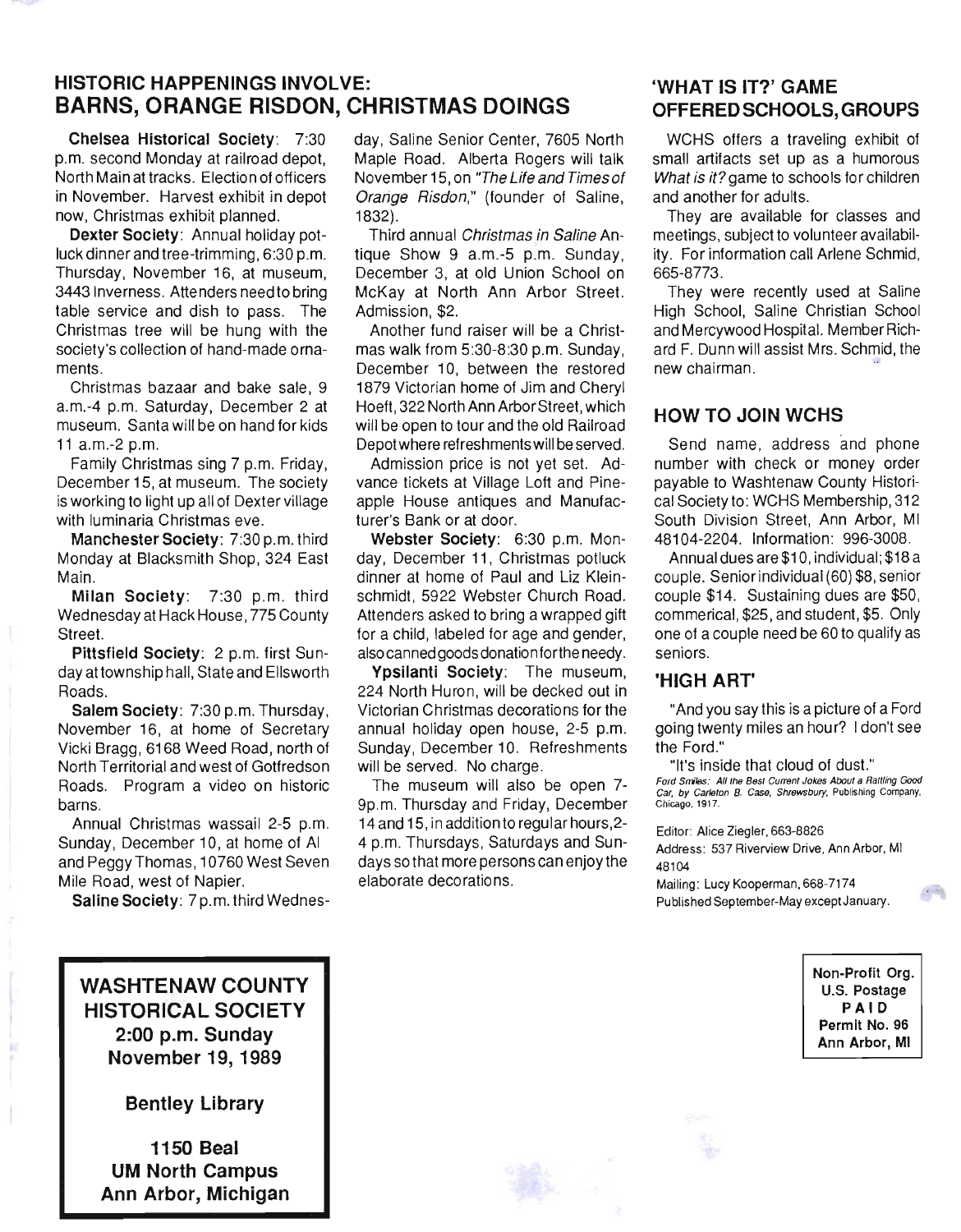## HISTORIC HAPPENINGS INVOLVE:
## BARNS, ORANGE RISDON, CHRISTMAS DOINGS

**Chelsea Historical Society**: 7:30 p.m. second Monday at railroad depot, North Main at tracks. Election of officers in November. Harvest exhibit in depot now, Christmas exhibit planned.

**Dexter Society**: Annual holiday potluck dinner and tree-trimming, 6:30 p.m. Thursday, November 16, at museum, 3443 Inverness. Attenders need to bring table service and dish to pass. The Christmas tree will be hung with the society's collection of hand-made ornaments.

Christmas bazaar and bake sale, 9 a.m.-4 p.m. Saturday, December 2 at museum. Santa will be on hand for kids 11 a.m.-2 p.m.

Family Christmas sing 7 p.m. Friday, December 15, at museum. The society is working to light up all of Dexter village with luminaria Christmas eve.

**Manchester Society**: 7:30 p.m. third Monday at Blacksmith Shop, 324 East Main.

**Milan Society**: 7:30 p.m. third Wednesday at Hack House, 775 County Street.

**Pittsfield Society**: 2 p.m. first Sunday at township hall, State and Ellsworth Roads.

**Salem Society**: 7:30 p.m. Thursday, November 16, at home of Secretary Vicki Bragg, 6168 Weed Road, north of North Territorial and west of Gotfredson Roads. Program a video on historic barns.

Annual Christmas wassail 2-5 p.m. Sunday, December 10, at home of Al and Peggy Thomas, 10760 West Seven Mile Road, west of Napier.

**Saline Society**: 7 p.m. third Wednesday, Saline Senior Center, 7605 North Maple Road. Alberta Rogers will talk November 15, on *"The Life and Times of Orange Risdon,"* (founder of Saline, 1832).

Third annual *Christmas in Saline* Antique Show 9 a.m.-5 p.m. Sunday, December 3, at old Union School on McKay at North Ann Arbor Street. Admission, $2.

Another fund raiser will be a Christmas walk from 5:30-8:30 p.m. Sunday, December 10, between the restored 1879 Victorian home of Jim and Cheryl Hoeft, 322 North Ann Arbor Street, which will be open to tour and the old Railroad Depot where refreshments will be served.

Admission price is not yet set. Advance tickets at Village Loft and Pineapple House antiques and Manufacturer's Bank or at door.

**Webster Society**: 6:30 p.m. Monday, December 11, Christmas potluck dinner at home of Paul and Liz Kleinschmidt, 5922 Webster Church Road. Attenders asked to bring a wrapped gift for a child, labeled for age and gender, also canned goods donation for the needy.

**Ypsilanti Society**: The museum, 224 North Huron, will be decked out in Victorian Christmas decorations for the annual holiday open house, 2-5 p.m. Sunday, December 10. Refreshments will be served. No charge.

The museum will also be open 7-9p.m. Thursday and Friday, December 14 and 15, in addition to regular hours, 2-4 p.m. Thursdays, Saturdays and Sundays so that more persons can enjoy the elaborate decorations.

## 'WHAT IS IT?' GAME OFFERED SCHOOLS, GROUPS

WCHS offers a traveling exhibit of small artifacts set up as a humorous *What is it?* game to schools for children and another for adults.

They are available for classes and meetings, subject to volunteer availability. For information call Arlene Schmid, 665-8773.

They were recently used at Saline High School, Saline Christian School and Mercywood Hospital. Member Richard F. Dunn will assist Mrs. Schmid, the new chairman.

## HOW TO JOIN WCHS

Send name, address and phone number with check or money order payable to Washtenaw County Historical Society to: WCHS Membership, 312 South Division Street, Ann Arbor, MI 48104-2204. Information: 996-3008.

Annual dues are $10, individual; $18 a couple. Senior individual (60) $8, senior couple $14. Sustaining dues are $50, commerical, $25, and student, $5. Only one of a couple need be 60 to qualify as seniors.

## 'HIGH ART'

"And you say this is a picture of a Ford going twenty miles an hour? I don't see the Ford."

"It's inside that cloud of dust."

*Ford Smiles: All the Best Current Jokes About a Rattling Good Car, by Carleton B. Case, Shrewsbury,* Publishing Company, Chicago, 1917.

Editor: Alice Ziegler, 663-8826
Address: 537 Riverview Drive, Ann Arbor, MI 48104
Mailing: Lucy Kooperman, 668-7174
Published September-May except January.

**WASHTENAW COUNTY HISTORICAL SOCIETY**
**2:00 p.m. Sunday**
**November 19, 1989**

**Bentley Library**

**1150 Beal**
**UM North Campus**
**Ann Arbor, Michigan**

Non-Profit Org.
U.S. Postage
PAID
Permit No. 96
Ann Arbor, MI